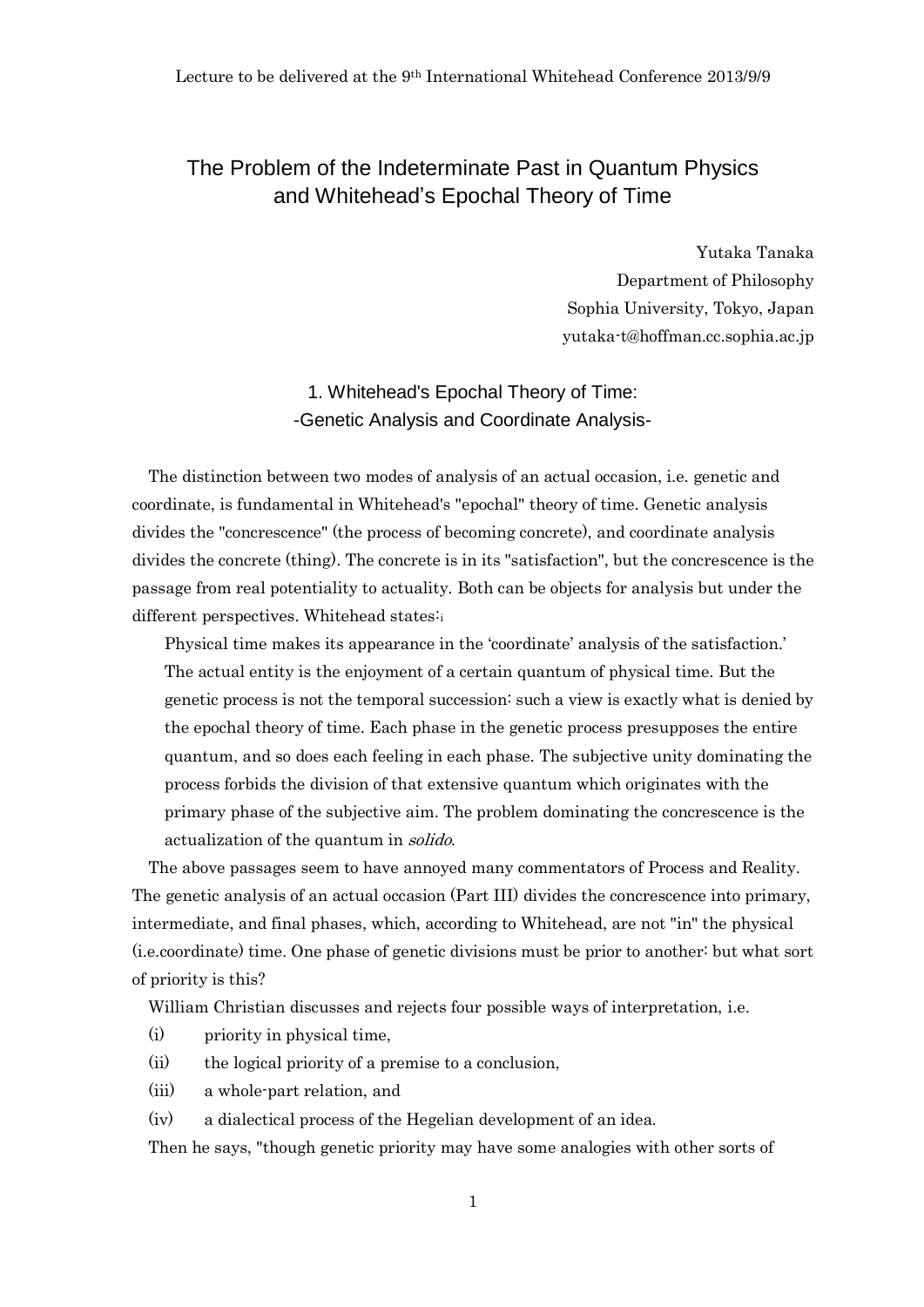Lecture to be delivered at the 9th International Whitehead Conference 2013/9/9

# The Problem of the Indeterminate Past in Quantum Physics and Whitehead's Epochal Theory of Time

Yutaka Tanaka
Department of Philosophy
Sophia University, Tokyo, Japan
yutaka-t@hoffman.cc.sophia.ac.jp

## 1. Whitehead's Epochal Theory of Time: -Genetic Analysis and Coordinate Analysis-

The distinction between two modes of analysis of an actual occasion, i.e. genetic and coordinate, is fundamental in Whitehead's "epochal" theory of time. Genetic analysis divides the "concrescence" (the process of becoming concrete), and coordinate analysis divides the concrete (thing). The concrete is in its "satisfaction", but the concrescence is the passage from real potentiality to actuality. Both can be objects for analysis but under the different perspectives. Whitehead states:[i]

> Physical time makes its appearance in the 'coordinate' analysis of the satisfaction.' The actual entity is the enjoyment of a certain quantum of physical time. But the genetic process is not the temporal succession: such a view is exactly what is denied by the epochal theory of time. Each phase in the genetic process presupposes the entire quantum, and so does each feeling in each phase. The subjective unity dominating the process forbids the division of that extensive quantum which originates with the primary phase of the subjective aim. The problem dominating the concrescence is the actualization of the quantum in *solido*.

The above passages seem to have annoyed many commentators of Process and Reality. The genetic analysis of an actual occasion (Part III) divides the concrescence into primary, intermediate, and final phases, which, according to Whitehead, are not "in" the physical (i.e.coordinate) time. One phase of genetic divisions must be prior to another: but what sort of priority is this?

William Christian discusses and rejects four possible ways of interpretation, i.e.

(i) priority in physical time,
(ii) the logical priority of a premise to a conclusion,
(iii) a whole-part relation, and
(iv) a dialectical process of the Hegelian development of an idea.

Then he says, "though genetic priority may have some analogies with other sorts of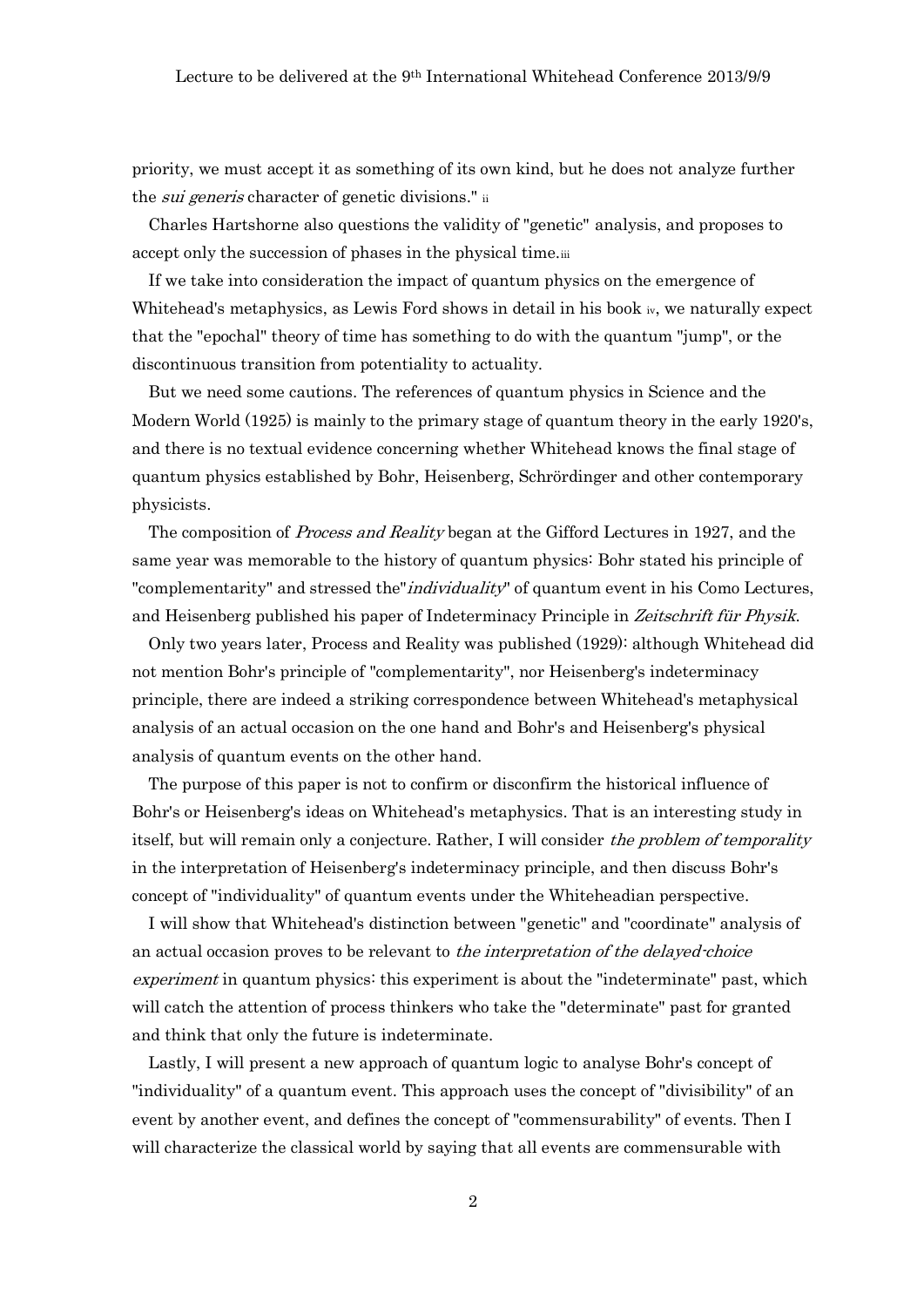priority, we must accept it as something of its own kind, but he does not analyze further the *sui generis* character of genetic divisions." [ii]

Charles Hartshorne also questions the validity of "genetic" analysis, and proposes to accept only the succession of phases in the physical time.[iii]

If we take into consideration the impact of quantum physics on the emergence of Whitehead's metaphysics, as Lewis Ford shows in detail in his book [iv], we naturally expect that the "epochal" theory of time has something to do with the quantum "jump", or the discontinuous transition from potentiality to actuality.

But we need some cautions. The references of quantum physics in Science and the Modern World (1925) is mainly to the primary stage of quantum theory in the early 1920's, and there is no textual evidence concerning whether Whitehead knows the final stage of quantum physics established by Bohr, Heisenberg, Schrördinger and other contemporary physicists.

The composition of *Process and Reality* began at the Gifford Lectures in 1927, and the same year was memorable to the history of quantum physics: Bohr stated his principle of "complementarity" and stressed the"*individuality*" of quantum event in his Como Lectures, and Heisenberg published his paper of Indeterminacy Principle in *Zeitschrift für Physik*.

Only two years later, Process and Reality was published (1929): although Whitehead did not mention Bohr's principle of "complementarity", nor Heisenberg's indeterminacy principle, there are indeed a striking correspondence between Whitehead's metaphysical analysis of an actual occasion on the one hand and Bohr's and Heisenberg's physical analysis of quantum events on the other hand.

The purpose of this paper is not to confirm or disconfirm the historical influence of Bohr's or Heisenberg's ideas on Whitehead's metaphysics. That is an interesting study in itself, but will remain only a conjecture. Rather, I will consider *the problem of temporality* in the interpretation of Heisenberg's indeterminacy principle, and then discuss Bohr's concept of "individuality" of quantum events under the Whiteheadian perspective.

I will show that Whitehead's distinction between "genetic" and "coordinate" analysis of an actual occasion proves to be relevant to *the interpretation of the delayed-choice experiment* in quantum physics: this experiment is about the "indeterminate" past, which will catch the attention of process thinkers who take the "determinate" past for granted and think that only the future is indeterminate.

Lastly, I will present a new approach of quantum logic to analyse Bohr's concept of "individuality" of a quantum event. This approach uses the concept of "divisibility" of an event by another event, and defines the concept of "commensurability" of events. Then I will characterize the classical world by saying that all events are commensurable with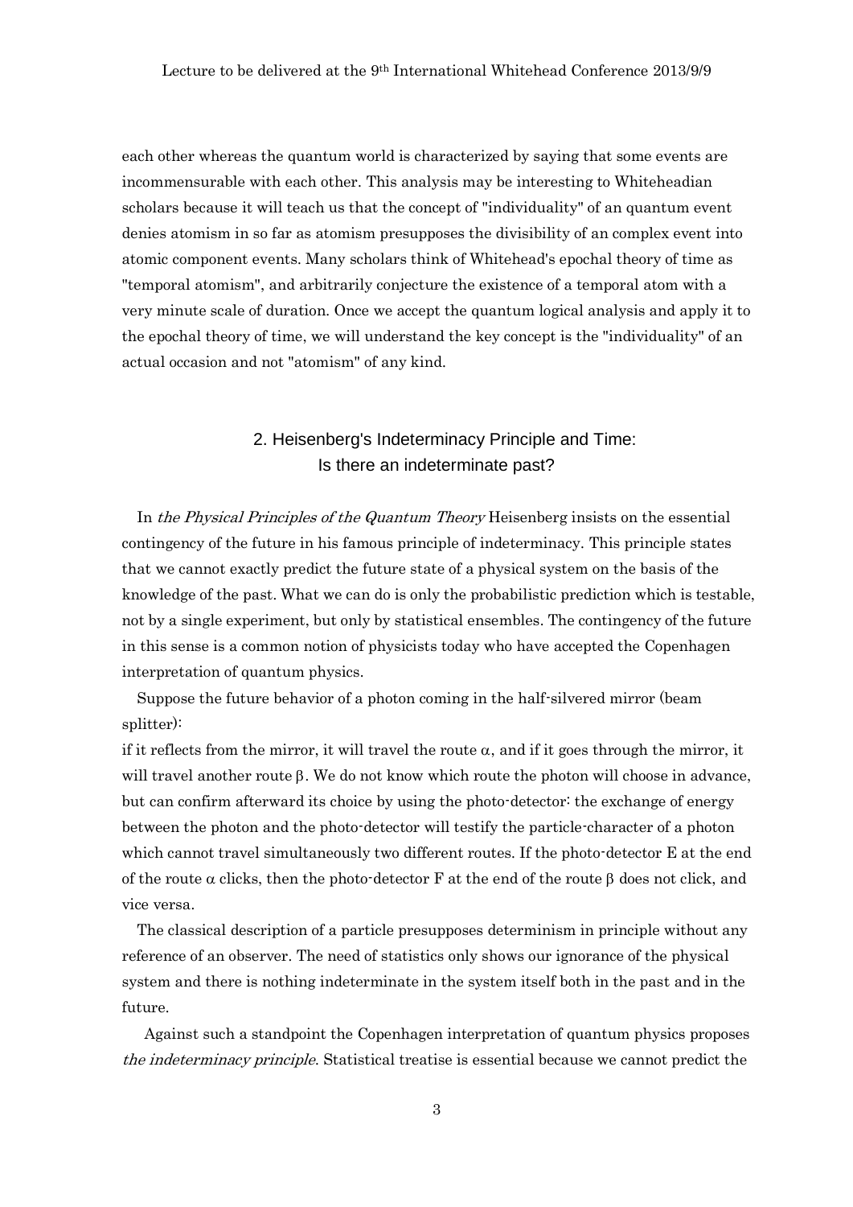each other whereas the quantum world is characterized by saying that some events are incommensurable with each other. This analysis may be interesting to Whiteheadian scholars because it will teach us that the concept of "individuality" of an quantum event denies atomism in so far as atomism presupposes the divisibility of an complex event into atomic component events. Many scholars think of Whitehead's epochal theory of time as "temporal atomism", and arbitrarily conjecture the existence of a temporal atom with a very minute scale of duration. Once we accept the quantum logical analysis and apply it to the epochal theory of time, we will understand the key concept is the "individuality" of an actual occasion and not "atomism" of any kind.

## 2. Heisenberg's Indeterminacy Principle and Time: Is there an indeterminate past?

In *the Physical Principles of the Quantum Theory* Heisenberg insists on the essential contingency of the future in his famous principle of indeterminacy. This principle states that we cannot exactly predict the future state of a physical system on the basis of the knowledge of the past. What we can do is only the probabilistic prediction which is testable, not by a single experiment, but only by statistical ensembles. The contingency of the future in this sense is a common notion of physicists today who have accepted the Copenhagen interpretation of quantum physics.

Suppose the future behavior of a photon coming in the half-silvered mirror (beam splitter):
if it reflects from the mirror, it will travel the route $\alpha$, and if it goes through the mirror, it will travel another route $\beta$. We do not know which route the photon will choose in advance, but can confirm afterward its choice by using the photo-detector: the exchange of energy between the photon and the photo-detector will testify the particle-character of a photon which cannot travel simultaneously two different routes. If the photo-detector E at the end of the route $\alpha$ clicks, then the photo-detector F at the end of the route $\beta$ does not click, and vice versa.

The classical description of a particle presupposes determinism in principle without any reference of an observer. The need of statistics only shows our ignorance of the physical system and there is nothing indeterminate in the system itself both in the past and in the future.

Against such a standpoint the Copenhagen interpretation of quantum physics proposes *the indeterminacy principle*. Statistical treatise is essential because we cannot predict the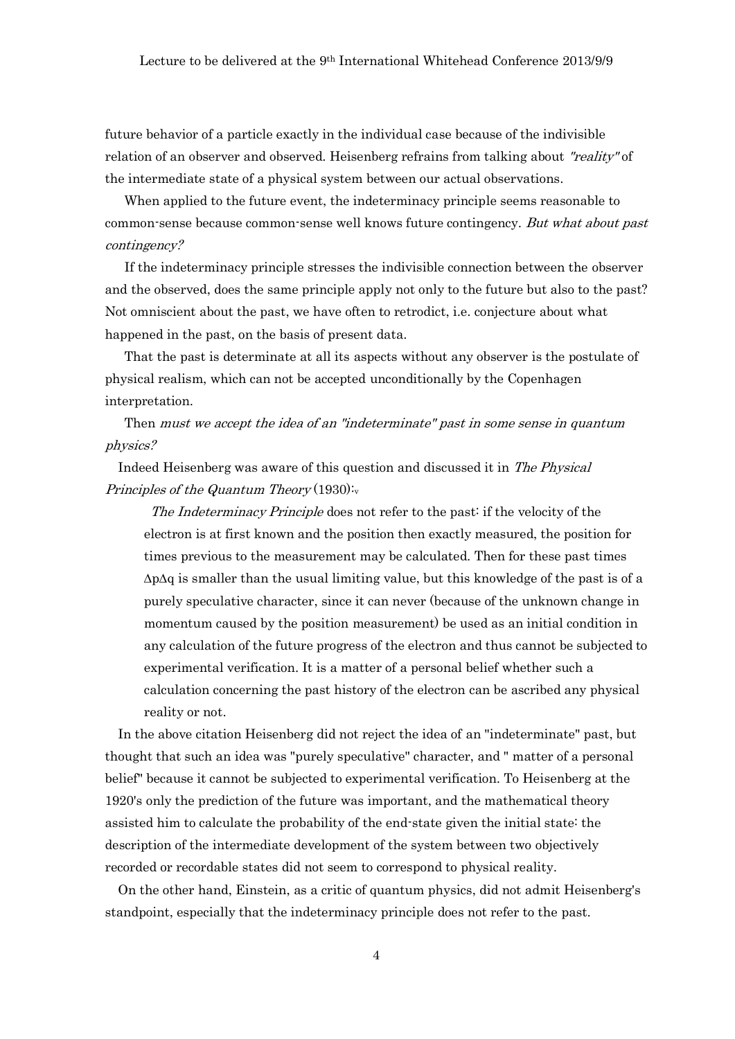future behavior of a particle exactly in the individual case because of the indivisible relation of an observer and observed. Heisenberg refrains from talking about *"reality"* of the intermediate state of a physical system between our actual observations.

When applied to the future event, the indeterminacy principle seems reasonable to common-sense because common-sense well knows future contingency. *But what about past contingency?*

If the indeterminacy principle stresses the indivisible connection between the observer and the observed, does the same principle apply not only to the future but also to the past? Not omniscient about the past, we have often to retrodict, i.e. conjecture about what happened in the past, on the basis of present data.

That the past is determinate at all its aspects without any observer is the postulate of physical realism, which can not be accepted unconditionally by the Copenhagen interpretation.

Then *must we accept the idea of an "indeterminate" past in some sense in quantum physics?*

Indeed Heisenberg was aware of this question and discussed it in *The Physical Principles of the Quantum Theory* (1930):[v]

> *The Indeterminacy Principle* does not refer to the past: if the velocity of the electron is at first known and the position then exactly measured, the position for times previous to the measurement may be calculated. Then for these past times $\Delta p \Delta q$ is smaller than the usual limiting value, but this knowledge of the past is of a purely speculative character, since it can never (because of the unknown change in momentum caused by the position measurement) be used as an initial condition in any calculation of the future progress of the electron and thus cannot be subjected to experimental verification. It is a matter of a personal belief whether such a calculation concerning the past history of the electron can be ascribed any physical reality or not.

In the above citation Heisenberg did not reject the idea of an "indeterminate" past, but thought that such an idea was "purely speculative" character, and " matter of a personal belief" because it cannot be subjected to experimental verification. To Heisenberg at the 1920's only the prediction of the future was important, and the mathematical theory assisted him to calculate the probability of the end-state given the initial state: the description of the intermediate development of the system between two objectively recorded or recordable states did not seem to correspond to physical reality.

On the other hand, Einstein, as a critic of quantum physics, did not admit Heisenberg's standpoint, especially that the indeterminacy principle does not refer to the past.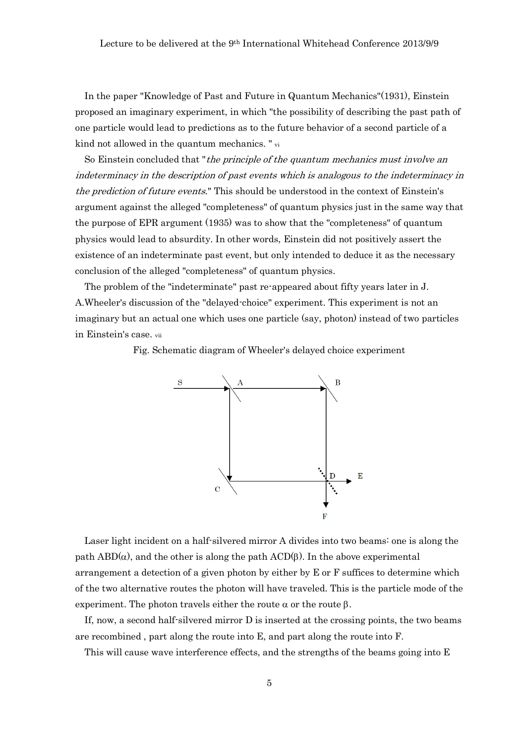In the paper "Knowledge of Past and Future in Quantum Mechanics"(1931), Einstein proposed an imaginary experiment, in which "the possibility of describing the past path of one particle would lead to predictions as to the future behavior of a second particle of a kind not allowed in the quantum mechanics. " [vi]

So Einstein concluded that "*the principle of the quantum mechanics must involve an indeterminacy in the description of past events which is analogous to the indeterminacy in the prediction of future events.*" This should be understood in the context of Einstein's argument against the alleged "completeness" of quantum physics just in the same way that the purpose of EPR argument (1935) was to show that the "completeness" of quantum physics would lead to absurdity. In other words, Einstein did not positively assert the existence of an indeterminate past event, but only intended to deduce it as the necessary conclusion of the alleged "completeness" of quantum physics.

The problem of the "indeterminate" past re-appeared about fifty years later in J. A.Wheeler's discussion of the "delayed-choice" experiment. This experiment is not an imaginary but an actual one which uses one particle (say, photon) instead of two particles in Einstein's case. [vii]

Fig. Schematic diagram of Wheeler's delayed choice experiment

Laser light incident on a half-silvered mirror A divides into two beams: one is along the path ABD($\alpha$), and the other is along the path ACD($\beta$). In the above experimental arrangement a detection of a given photon by either by E or F suffices to determine which of the two alternative routes the photon will have traveled. This is the particle mode of the experiment. The photon travels either the route $\alpha$ or the route $\beta$.

If, now, a second half-silvered mirror D is inserted at the crossing points, the two beams are recombined , part along the route into E, and part along the route into F.

This will cause wave interference effects, and the strengths of the beams going into E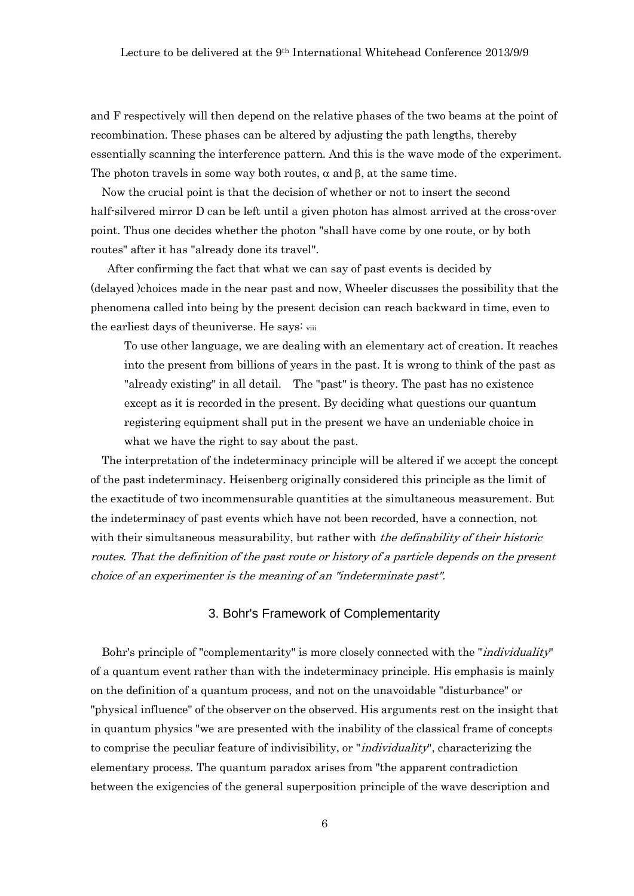and F respectively will then depend on the relative phases of the two beams at the point of recombination. These phases can be altered by adjusting the path lengths, thereby essentially scanning the interference pattern. And this is the wave mode of the experiment. The photon travels in some way both routes, α and β, at the same time.

Now the crucial point is that the decision of whether or not to insert the second half-silvered mirror D can be left until a given photon has almost arrived at the cross-over point. Thus one decides whether the photon "shall have come by one route, or by both routes" after it has "already done its travel".

After confirming the fact that what we can say of past events is decided by (delayed )choices made in the near past and now, Wheeler discusses the possibility that the phenomena called into being by the present decision can reach backward in time, even to the earliest days of theuniverse. He says: [viii]

> To use other language, we are dealing with an elementary act of creation. It reaches into the present from billions of years in the past. It is wrong to think of the past as "already existing" in all detail. The "past" is theory. The past has no existence except as it is recorded in the present. By deciding what questions our quantum registering equipment shall put in the present we have an undeniable choice in what we have the right to say about the past.

The interpretation of the indeterminacy principle will be altered if we accept the concept of the past indeterminacy. Heisenberg originally considered this principle as the limit of the exactitude of two incommensurable quantities at the simultaneous measurement. But the indeterminacy of past events which have not been recorded, have a connection, not with their simultaneous measurability, but rather with *the definability of their historic routes. That the definition of the past route or history of a particle depends on the present choice of an experimenter is the meaning of an "indeterminate past".*

## 3. Bohr's Framework of Complementarity

Bohr's principle of "complementarity" is more closely connected with the "*individuality*" of a quantum event rather than with the indeterminacy principle. His emphasis is mainly on the definition of a quantum process, and not on the unavoidable "disturbance" or "physical influence" of the observer on the observed. His arguments rest on the insight that in quantum physics "we are presented with the inability of the classical frame of concepts to comprise the peculiar feature of indivisibility, or "*individuality*", characterizing the elementary process. The quantum paradox arises from "the apparent contradiction between the exigencies of the general superposition principle of the wave description and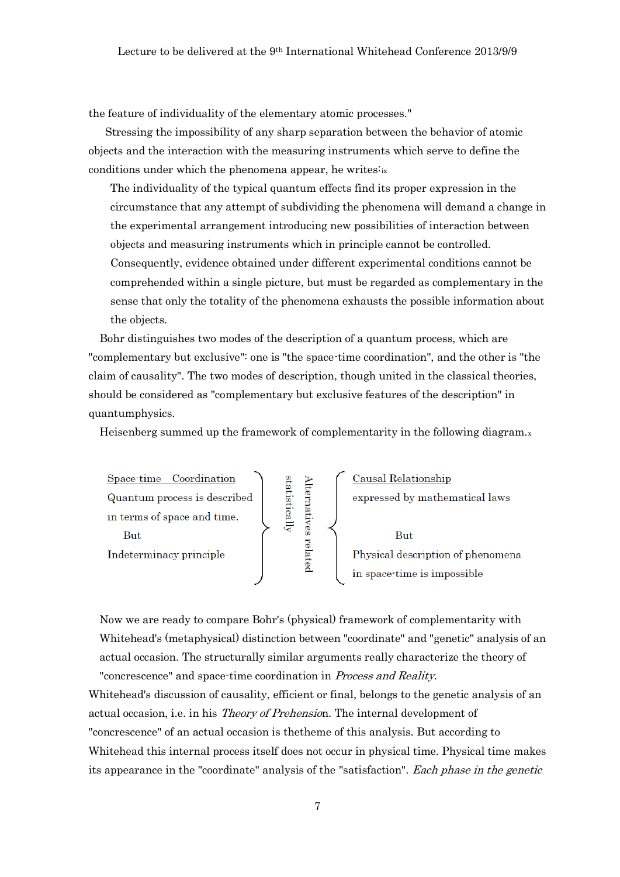the feature of individuality of the elementary atomic processes."

Stressing the impossibility of any sharp separation between the behavior of atomic objects and the interaction with the measuring instruments which serve to define the conditions under which the phenomena appear, he writes:[ix]

> The individuality of the typical quantum effects find its proper expression in the circumstance that any attempt of subdividing the phenomena will demand a change in the experimental arrangement introducing new possibilities of interaction between objects and measuring instruments which in principle cannot be controlled. Consequently, evidence obtained under different experimental conditions cannot be comprehended within a single picture, but must be regarded as complementary in the sense that only the totality of the phenomena exhausts the possible information about the objects.

Bohr distinguishes two modes of the description of a quantum process, which are "complementary but exclusive": one is "the space-time coordination", and the other is "the claim of causality". The two modes of description, though united in the classical theories, should be considered as "complementary but exclusive features of the description" in quantumphysics.

Heisenberg summed up the framework of complementarity in the following diagram.[x]

| Space-time Coordination | | Causal Relationship |
|---|---|---|
| Quantum process is described in terms of space and time. | Alternatives related statistically | expressed by mathematical laws |
| But | | But |
| Indeterminacy principle | | Physical description of phenomena in space-time is impossible |

Now we are ready to compare Bohr's (physical) framework of complementarity with Whitehead's (metaphysical) distinction between "coordinate" and "genetic" analysis of an actual occasion. The structurally similar arguments really characterize the theory of "concrescence" and space-time coordination in *Process and Reality*.

Whitehead's discussion of causality, efficient or final, belongs to the genetic analysis of an actual occasion, i.e. in his *Theory of Prehension*. The internal development of "concrescence" of an actual occasion is thetheme of this analysis. But according to Whitehead this internal process itself does not occur in physical time. Physical time makes its appearance in the "coordinate" analysis of the "satisfaction". *Each phase in the genetic*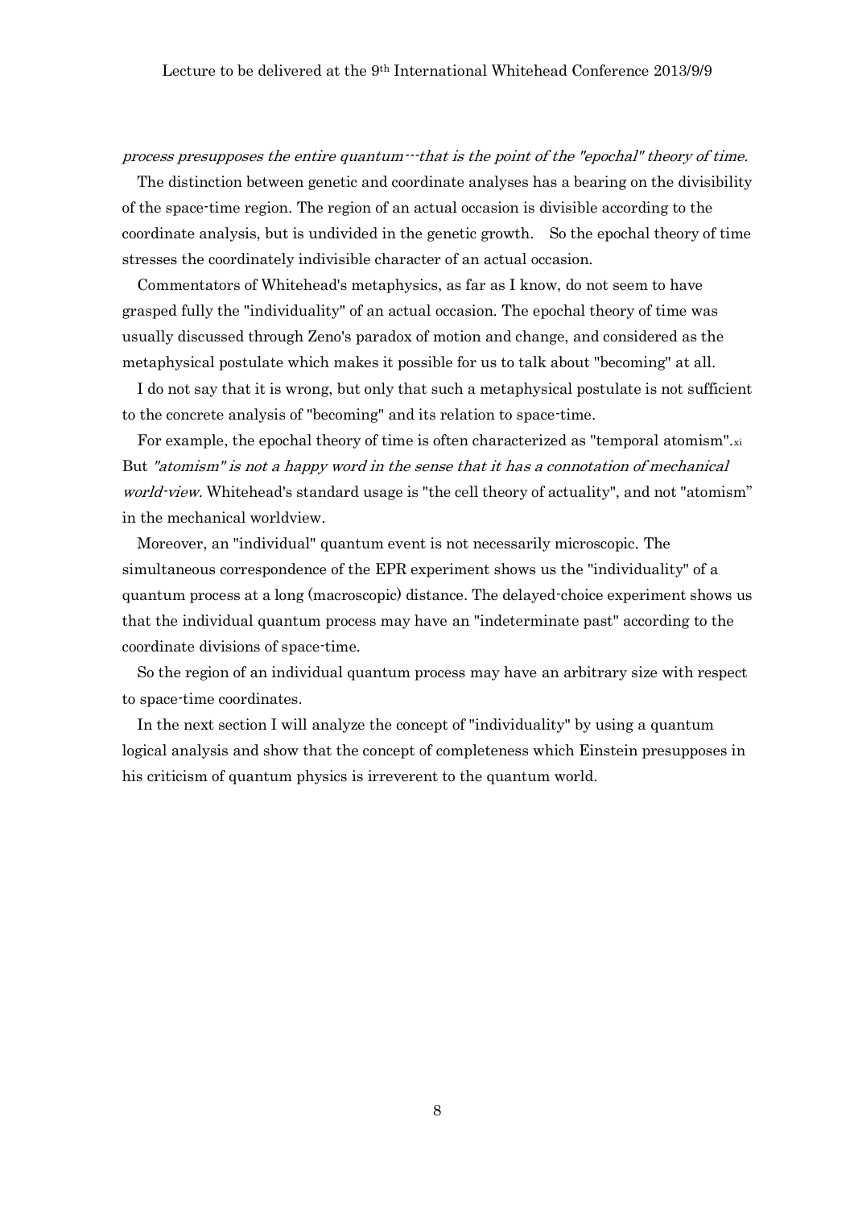*process presupposes the entire quantum---that is the point of the "epochal" theory of time.*

The distinction between genetic and coordinate analyses has a bearing on the divisibility of the space-time region. The region of an actual occasion is divisible according to the coordinate analysis, but is undivided in the genetic growth. So the epochal theory of time stresses the coordinately indivisible character of an actual occasion.

Commentators of Whitehead's metaphysics, as far as I know, do not seem to have grasped fully the "individuality" of an actual occasion. The epochal theory of time was usually discussed through Zeno's paradox of motion and change, and considered as the metaphysical postulate which makes it possible for us to talk about "becoming" at all.

I do not say that it is wrong, but only that such a metaphysical postulate is not sufficient to the concrete analysis of "becoming" and its relation to space-time.

For example, the epochal theory of time is often characterized as "temporal atomism".[xi] But *"atomism" is not a happy word in the sense that it has a connotation of mechanical world-view.* Whitehead's standard usage is "the cell theory of actuality", and not "atomism" in the mechanical worldview.

Moreover, an "individual" quantum event is not necessarily microscopic. The simultaneous correspondence of the EPR experiment shows us the "individuality" of a quantum process at a long (macroscopic) distance. The delayed-choice experiment shows us that the individual quantum process may have an "indeterminate past" according to the coordinate divisions of space-time.

So the region of an individual quantum process may have an arbitrary size with respect to space-time coordinates.

In the next section I will analyze the concept of "individuality" by using a quantum logical analysis and show that the concept of completeness which Einstein presupposes in his criticism of quantum physics is irreverent to the quantum world.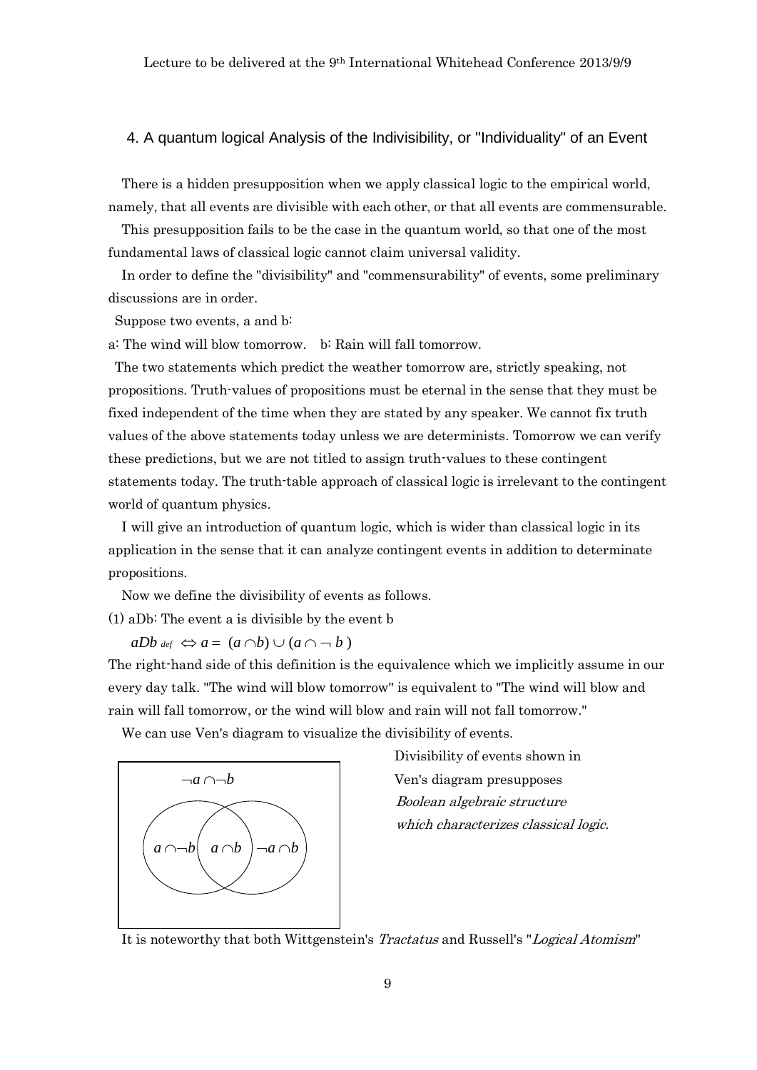## 4. A quantum logical Analysis of the Indivisibility, or "Individuality" of an Event

There is a hidden presupposition when we apply classical logic to the empirical world, namely, that all events are divisible with each other, or that all events are commensurable.

This presupposition fails to be the case in the quantum world, so that one of the most fundamental laws of classical logic cannot claim universal validity.

In order to define the "divisibility" and "commensurability" of events, some preliminary discussions are in order.

Suppose two events, a and b:

a: The wind will blow tomorrow.   b: Rain will fall tomorrow.

The two statements which predict the weather tomorrow are, strictly speaking, not propositions. Truth-values of propositions must be eternal in the sense that they must be fixed independent of the time when they are stated by any speaker. We cannot fix truth values of the above statements today unless we are determinists. Tomorrow we can verify these predictions, but we are not titled to assign truth-values to these contingent statements today. The truth-table approach of classical logic is irrelevant to the contingent world of quantum physics.

I will give an introduction of quantum logic, which is wider than classical logic in its application in the sense that it can analyze contingent events in addition to determinate propositions.

Now we define the divisibility of events as follows.

(1) aDb: The event a is divisible by the event b

$$aDb \ _{def} \Leftrightarrow a = (a \cap b) \cup (a \cap \neg b)$$

The right-hand side of this definition is the equivalence which we implicitly assume in our every day talk. "The wind will blow tomorrow" is equivalent to "The wind will blow and rain will fall tomorrow, or the wind will blow and rain will not fall tomorrow."

We can use Ven's diagram to visualize the divisibility of events.

$\neg a \cap \neg b$

$a \cap \neg b$   $a \cap b$   $\neg a \cap b$

Divisibility of events shown in Ven's diagram presupposes *Boolean algebraic structure which characterizes classical logic.*

It is noteworthy that both Wittgenstein's *Tractatus* and Russell's "*Logical Atomism*"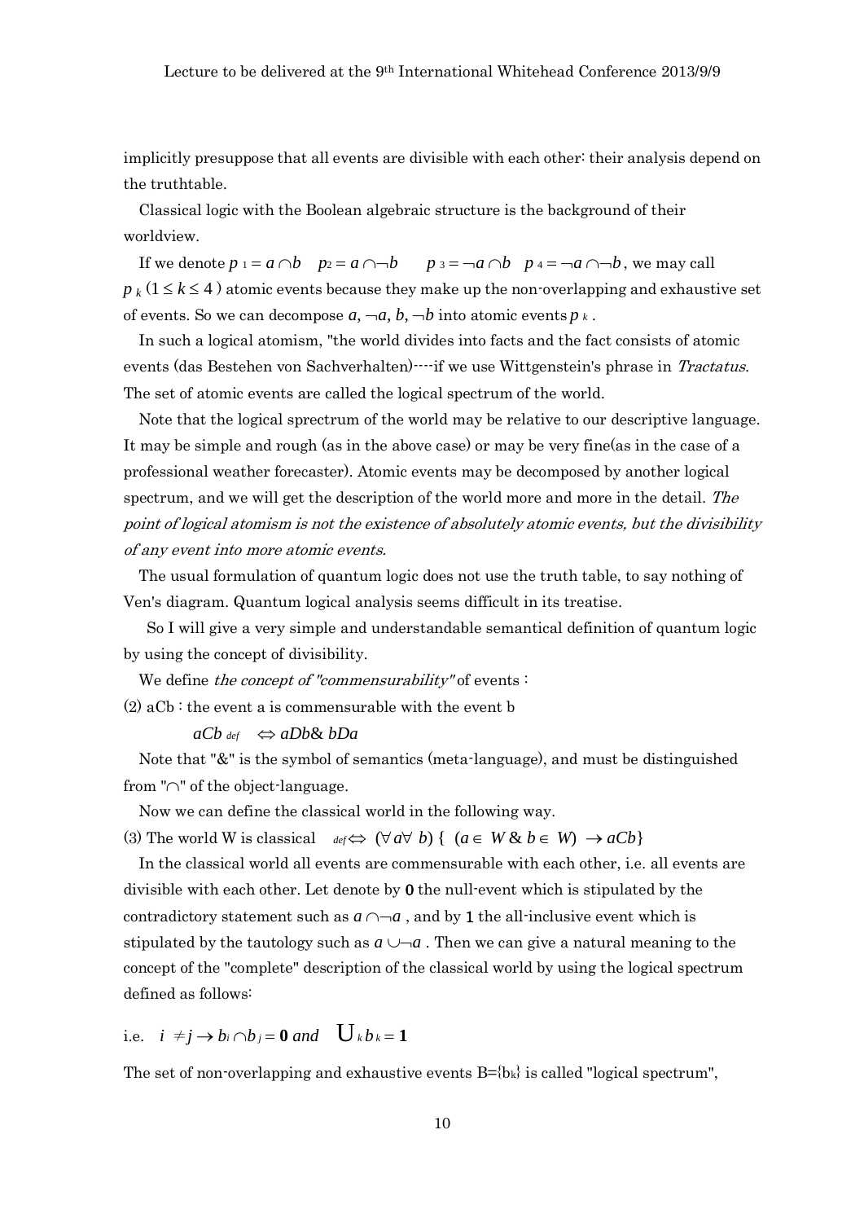implicitly presuppose that all events are divisible with each other: their analysis depend on the truthtable.

Classical logic with the Boolean algebraic structure is the background of their worldview.

If we denote $p_1 = a \cap b \quad p_2 = a \cap \neg b \quad p_3 = \neg a \cap b \quad p_4 = \neg a \cap \neg b$, we may call $p_k$ ($1 \le k \le 4$) atomic events because they make up the non-overlapping and exhaustive set of events. So we can decompose $a, \neg a, b, \neg b$ into atomic events $p_k$.

In such a logical atomism, "the world divides into facts and the fact consists of atomic events (das Bestehen von Sachverhalten)----if we use Wittgenstein's phrase in *Tractatus*. The set of atomic events are called the logical spectrum of the world.

Note that the logical sprectrum of the world may be relative to our descriptive language. It may be simple and rough (as in the above case) or may be very fine(as in the case of a professional weather forecaster). Atomic events may be decomposed by another logical spectrum, and we will get the description of the world more and more in the detail. *The point of logical atomism is not the existence of absolutely atomic events, but the divisibility of any event into more atomic events.*

The usual formulation of quantum logic does not use the truth table, to say nothing of Ven's diagram. Quantum logical analysis seems difficult in its treatise.

So I will give a very simple and understandable semantical definition of quantum logic by using the concept of divisibility.

We define *the concept of "commensurability"* of events :

(2) aCb : the event a is commensurable with the event b

$$aCb \;_{def}\Leftrightarrow\; aDb \,\&\, bDa$$

Note that "&" is the symbol of semantics (meta-language), and must be distinguished from "$\cap$" of the object-language.

Now we can define the classical world in the following way.

(3) The world W is classical $\;_{def}\Leftrightarrow\; (\forall a \forall b)\{\; (a \in W \,\&\, b \in W) \rightarrow aCb\}$

In the classical world all events are commensurable with each other, i.e. all events are divisible with each other. Let denote by **0** the null-event which is stipulated by the contradictory statement such as $a \cap \neg a$, and by **1** the all-inclusive event which is stipulated by the tautology such as $a \cup \neg a$. Then we can give a natural meaning to the concept of the "complete" description of the classical world by using the logical spectrum defined as follows:

i.e. $\;i \neq j \rightarrow b_i \cap b_j = \mathbf{0}$ *and* $\;\bigcup_k b_k = \mathbf{1}$

The set of non-overlapping and exhaustive events B={$b_k$} is called "logical spectrum",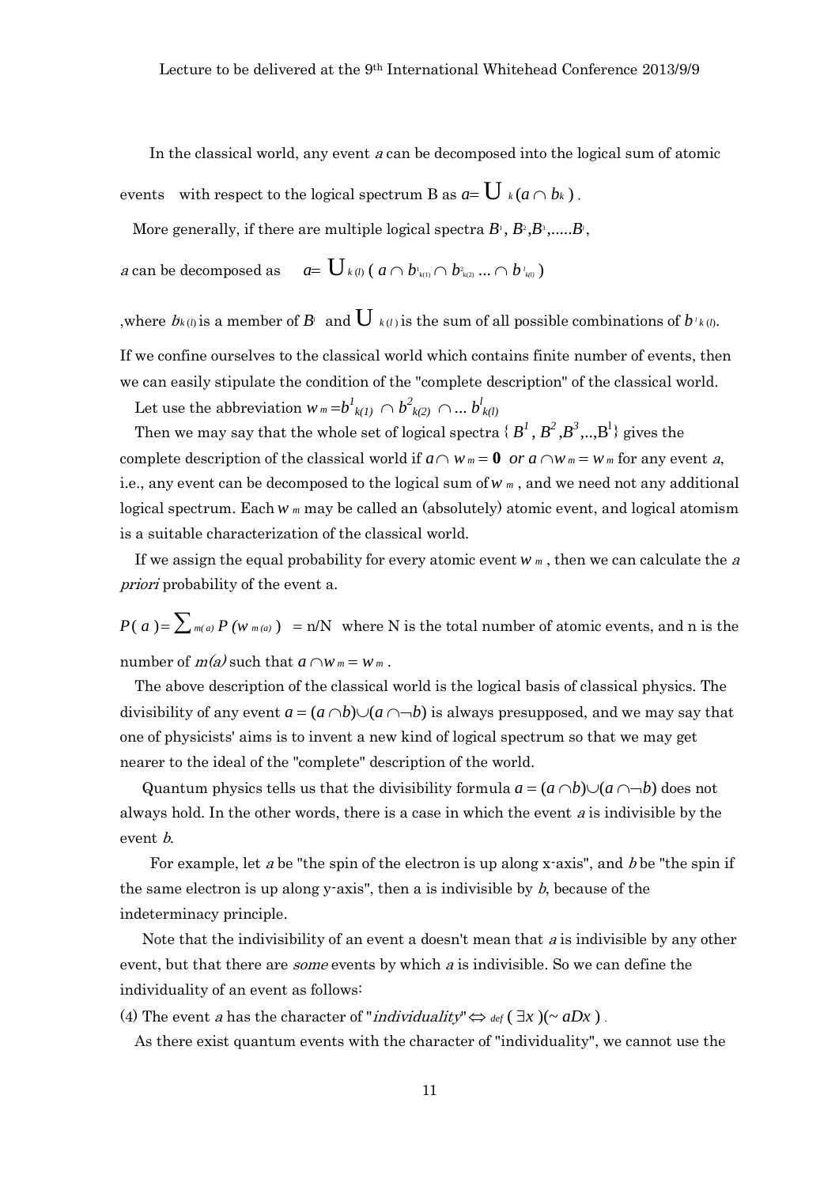In the classical world, any event $a$ can be decomposed into the logical sum of atomic events with respect to the logical spectrum B as $a = \bigcup_k (a \cap b_k)$.

More generally, if there are multiple logical spectra $B^1, B^2, B^3, \ldots B^l$,

$a$ can be decomposed as $a = \bigcup_{k(l)} (a \cap b^1_{k(1)} \cap b^2_{k(2)} \ldots \cap b^l_{k(l)})$

,where $b_{k(l)}$ is a member of $B^l$ and $\bigcup_{k(l)}$ is the sum of all possible combinations of $b^l{}_{k(l)}$.

If we confine ourselves to the classical world which contains finite number of events, then we can easily stipulate the condition of the "complete description" of the classical world.

Let use the abbreviation $w_m = b^1_{k(1)} \cap b^2_{k(2)} \cap \ldots b^l_{k(l)}$

Then we may say that the whole set of logical spectra $\{B^1, B^2, B^3, \ldots, B^l\}$ gives the complete description of the classical world if $a \cap w_m = \mathbf{0}$ *or* $a \cap w_m = w_m$ for any event $a$, i.e., any event can be decomposed to the logical sum of $w_m$, and we need not any additional logical spectrum. Each $w_m$ may be called an (absolutely) atomic event, and logical atomism is a suitable characterization of the classical world.

If we assign the equal probability for every atomic event $w_m$, then we can calculate the *a priori* probability of the event a.

$P(a) = \sum_{m(a)} P(w_{m(a)}) = n/N$ where N is the total number of atomic events, and n is the number of $m(a)$ such that $a \cap w_m = w_m$.

The above description of the classical world is the logical basis of classical physics. The divisibility of any event $a = (a \cap b) \cup (a \cap \neg b)$ is always presupposed, and we may say that one of physicists' aims is to invent a new kind of logical spectrum so that we may get nearer to the ideal of the "complete" description of the world.

Quantum physics tells us that the divisibility formula $a = (a \cap b) \cup (a \cap \neg b)$ does not always hold. In the other words, there is a case in which the event $a$ is indivisible by the event $b$.

For example, let $a$ be "the spin of the electron is up along x-axis", and $b$ be "the spin if the same electron is up along y-axis", then a is indivisible by $b$, because of the indeterminacy principle.

Note that the indivisibility of an event a doesn't mean that $a$ is indivisible by any other event, but that there are *some* events by which $a$ is indivisible. So we can define the individuality of an event as follows:

(4) The event $a$ has the character of "*individuality*" $\Leftrightarrow_{def} (\exists x)(\sim aDx)$.

As there exist quantum events with the character of "individuality", we cannot use the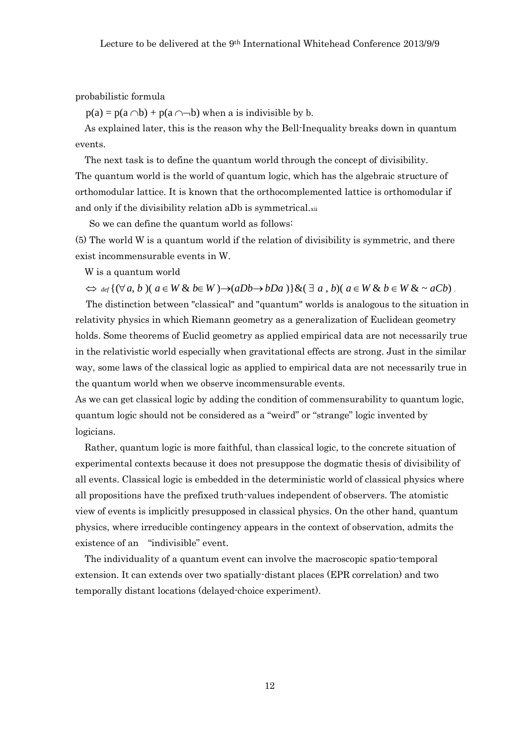probabilistic formula

$p(a) = p(a \cap b) + p(a \cap \neg b)$ when a is indivisible by b.

As explained later, this is the reason why the Bell-Inequality breaks down in quantum events.

The next task is to define the quantum world through the concept of divisibility. The quantum world is the world of quantum logic, which has the algebraic structure of orthomodular lattice. It is known that the orthocomplemented lattice is orthomodular if and only if the divisibility relation aDb is symmetrical.[xii]

So we can define the quantum world as follows:

(5) The world W is a quantum world if the relation of divisibility is symmetric, and there exist incommensurable events in W.

W is a quantum world

$\Leftrightarrow_{def} \{(\forall a, b)(a \in W \,\&\, b \in W) \rightarrow (aDb \rightarrow bDa)\} \& (\exists\, a, b)(a \in W \,\&\, b \in W \,\&\, \sim aCb)$.

The distinction between "classical" and "quantum" worlds is analogous to the situation in relativity physics in which Riemann geometry as a generalization of Euclidean geometry holds. Some theorems of Euclid geometry as applied empirical data are not necessarily true in the relativistic world especially when gravitational effects are strong. Just in the similar way, some laws of the classical logic as applied to empirical data are not necessarily true in the quantum world when we observe incommensurable events.

As we can get classical logic by adding the condition of commensurability to quantum logic, quantum logic should not be considered as a "weird" or "strange" logic invented by logicians.

Rather, quantum logic is more faithful, than classical logic, to the concrete situation of experimental contexts because it does not presuppose the dogmatic thesis of divisibility of all events. Classical logic is embedded in the deterministic world of classical physics where all propositions have the prefixed truth-values independent of observers. The atomistic view of events is implicitly presupposed in classical physics. On the other hand, quantum physics, where irreducible contingency appears in the context of observation, admits the existence of an "indivisible" event.

The individuality of a quantum event can involve the macroscopic spatio-temporal extension. It can extends over two spatially-distant places (EPR correlation) and two temporally distant locations (delayed-choice experiment).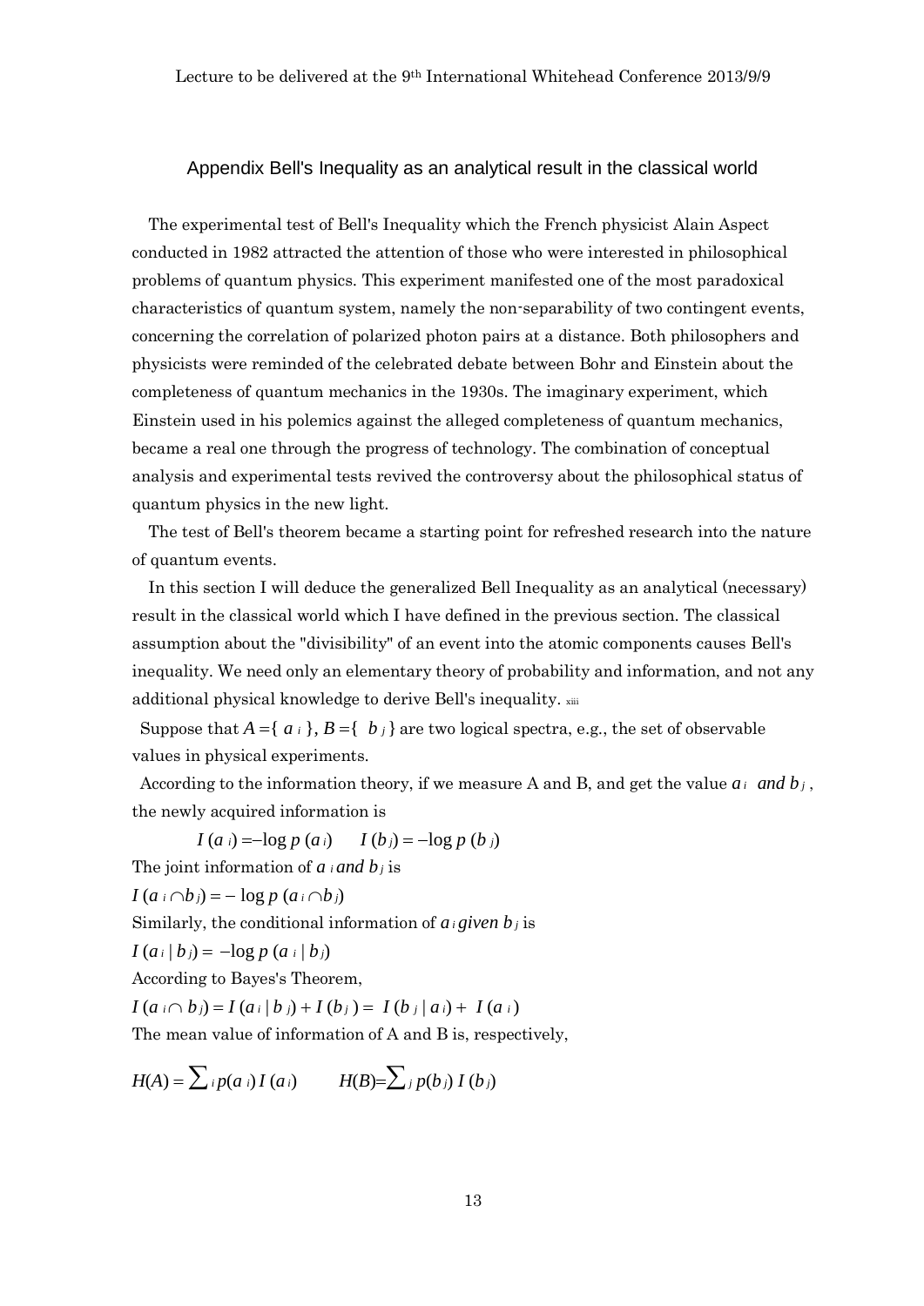## Appendix Bell's Inequality as an analytical result in the classical world

The experimental test of Bell's Inequality which the French physicist Alain Aspect conducted in 1982 attracted the attention of those who were interested in philosophical problems of quantum physics. This experiment manifested one of the most paradoxical characteristics of quantum system, namely the non-separability of two contingent events, concerning the correlation of polarized photon pairs at a distance. Both philosophers and physicists were reminded of the celebrated debate between Bohr and Einstein about the completeness of quantum mechanics in the 1930s. The imaginary experiment, which Einstein used in his polemics against the alleged completeness of quantum mechanics, became a real one through the progress of technology. The combination of conceptual analysis and experimental tests revived the controversy about the philosophical status of quantum physics in the new light.

The test of Bell's theorem became a starting point for refreshed research into the nature of quantum events.

In this section I will deduce the generalized Bell Inequality as an analytical (necessary) result in the classical world which I have defined in the previous section. The classical assumption about the "divisibility" of an event into the atomic components causes Bell's inequality. We need only an elementary theory of probability and information, and not any additional physical knowledge to derive Bell's inequality. [xiii]

Suppose that $A = \{ a_i \}$, $B = \{ b_j \}$ are two logical spectra, e.g., the set of observable values in physical experiments.

According to the information theory, if we measure A and B, and get the value $a_i$ *and* $b_j$, the newly acquired information is

$$I(a_i) = -\log p(a_i) \qquad I(b_j) = -\log p(b_j)$$

The joint information of $a_i$ *and* $b_j$ is

$$I(a_i \cap b_j) = -\log p(a_i \cap b_j)$$

Similarly, the conditional information of $a_i$ *given* $b_j$ is

$$I(a_i \mid b_j) = -\log p(a_i \mid b_j)$$

According to Bayes's Theorem,

$$I(a_i \cap b_j) = I(a_i \mid b_j) + I(b_j) = I(b_j \mid a_i) + I(a_i)$$

The mean value of information of A and B is, respectively,

$$H(A) = \sum_i p(a_i)\, I(a_i) \qquad H(B) = \sum_j p(b_j)\, I(b_j)$$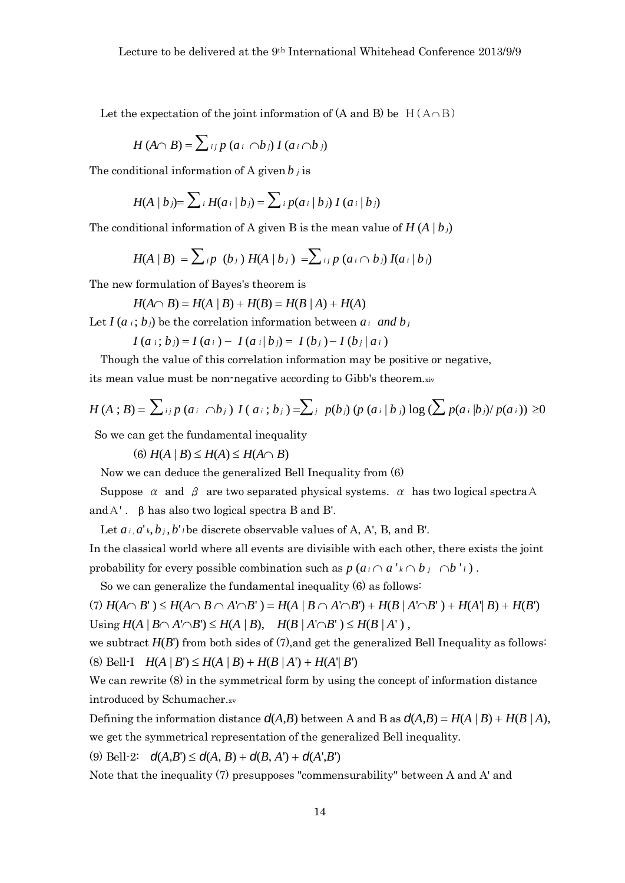Let the expectation of the joint information of (A and B) be H(A∩B)

$$H(A\cap B) = \sum_{ij} p(a_i \cap b_j)\, I(a_i \cap b_j)$$

The conditional information of A given $b_j$ is

$$H(A \mid b_j) = \sum_i H(a_i \mid b_j) = \sum_i p(a_i \mid b_j)\, I(a_i \mid b_j)$$

The conditional information of A given B is the mean value of $H(A \mid b_j)$

$$H(A \mid B) = \sum_j p(b_j)\, H(A \mid b_j) = \sum_{ij} p(a_i \cap b_j)\, I(a_i \mid b_j)$$

The new formulation of Bayes's theorem is

$$H(A\cap B) = H(A \mid B) + H(B) = H(B \mid A) + H(A)$$

Let $I(a_i; b_j)$ be the correlation information between $a_i$ *and* $b_j$

$$I(a_i; b_j) = I(a_i) - I(a_i \mid b_j) = I(b_j) - I(b_j \mid a_i)$$

Though the value of this correlation information may be positive or negative, its mean value must be non-negative according to Gibb's theorem.[xiv]

$$H(A; B) = \sum_{ij} p(a_i \cap b_j)\, I(a_i; b_j) = \sum_j p(b_j)\,(p(a_i \mid b_j) \log (\sum p(a_i \mid b_j)/p(a_i)) \geq 0$$

So we can get the fundamental inequality

(6) $H(A \mid B) \leq H(A) \leq H(A\cap B)$

Now we can deduce the generalized Bell Inequality from (6)

Suppose $\alpha$ and $\beta$ are two separated physical systems. $\alpha$ has two logical spectra A and A'. $\beta$ has also two logical spectra B and B'.

Let $a_i, a'_k, b_j, b'_l$ be discrete observable values of A, A', B, and B'.

In the classical world where all events are divisible with each other, there exists the joint probability for every possible combination such as $p(a_i \cap a'_k \cap b_j \cap b'_l)$.

So we can generalize the fundamental inequality (6) as follows:

(7) $H(A\cap B') \leq H(A\cap B \cap A'\cap B') = H(A \mid B \cap A'\cap B') + H(B \mid A'\cap B') + H(A' \mid B) + H(B')$

Using $H(A \mid B\cap A'\cap B') \leq H(A \mid B)$, $H(B \mid A'\cap B') \leq H(B \mid A')$,

we subtract $H(B')$ from both sides of (7),and get the generalized Bell Inequality as follows:

(8) Bell-I $H(A \mid B') \leq H(A \mid B) + H(B \mid A') + H(A' \mid B')$

We can rewrite (8) in the symmetrical form by using the concept of information distance introduced by Schumacher.[xv]

Defining the information distance $d(A,B)$ between A and B as $d(A,B) = H(A \mid B) + H(B \mid A)$, we get the symmetrical representation of the generalized Bell inequality.

(9) Bell-2: $d(A,B') \leq d(A, B) + d(B, A') + d(A',B')$

Note that the inequality (7) presupposes "commensurability" between A and A' and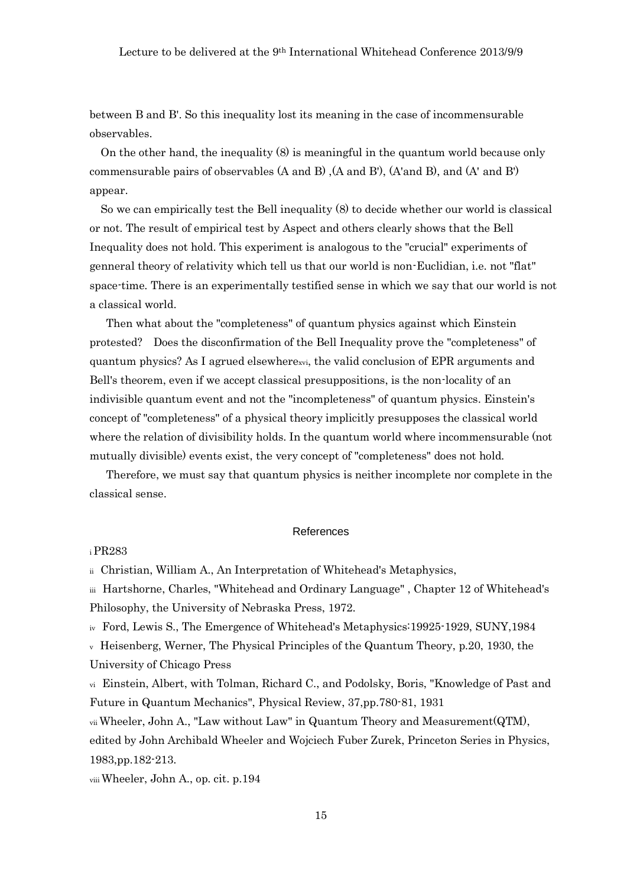between B and B'. So this inequality lost its meaning in the case of incommensurable observables.

On the other hand, the inequality (8) is meaningful in the quantum world because only commensurable pairs of observables (A and B) ,(A and B'), (A'and B), and (A' and B') appear.

So we can empirically test the Bell inequality (8) to decide whether our world is classical or not. The result of empirical test by Aspect and others clearly shows that the Bell Inequality does not hold. This experiment is analogous to the "crucial" experiments of genneral theory of relativity which tell us that our world is non-Euclidian, i.e. not "flat" space-time. There is an experimentally testified sense in which we say that our world is not a classical world.

Then what about the "completeness" of quantum physics against which Einstein protested? Does the disconfirmation of the Bell Inequality prove the "completeness" of quantum physics? As I agrued elsewhere[xvi], the valid conclusion of EPR arguments and Bell's theorem, even if we accept classical presuppositions, is the non-locality of an indivisible quantum event and not the "incompleteness" of quantum physics. Einstein's concept of "completeness" of a physical theory implicitly presupposes the classical world where the relation of divisibility holds. In the quantum world where incommensurable (not mutually divisible) events exist, the very concept of "completeness" does not hold.

Therefore, we must say that quantum physics is neither incomplete nor complete in the classical sense.

## References

[i] PR283

[ii] Christian, William A., An Interpretation of Whitehead's Metaphysics,

[iii] Hartshorne, Charles, "Whitehead and Ordinary Language" , Chapter 12 of Whitehead's Philosophy, the University of Nebraska Press, 1972.

[iv] Ford, Lewis S., The Emergence of Whitehead's Metaphysics:19925-1929, SUNY,1984

[v] Heisenberg, Werner, The Physical Principles of the Quantum Theory, p.20, 1930, the University of Chicago Press

[vi] Einstein, Albert, with Tolman, Richard C., and Podolsky, Boris, "Knowledge of Past and Future in Quantum Mechanics", Physical Review, 37,pp.780-81, 1931

[vii] Wheeler, John A., "Law without Law" in Quantum Theory and Measurement(QTM), edited by John Archibald Wheeler and Wojciech Fuber Zurek, Princeton Series in Physics, 1983,pp.182-213.

[viii] Wheeler, John A., op. cit. p.194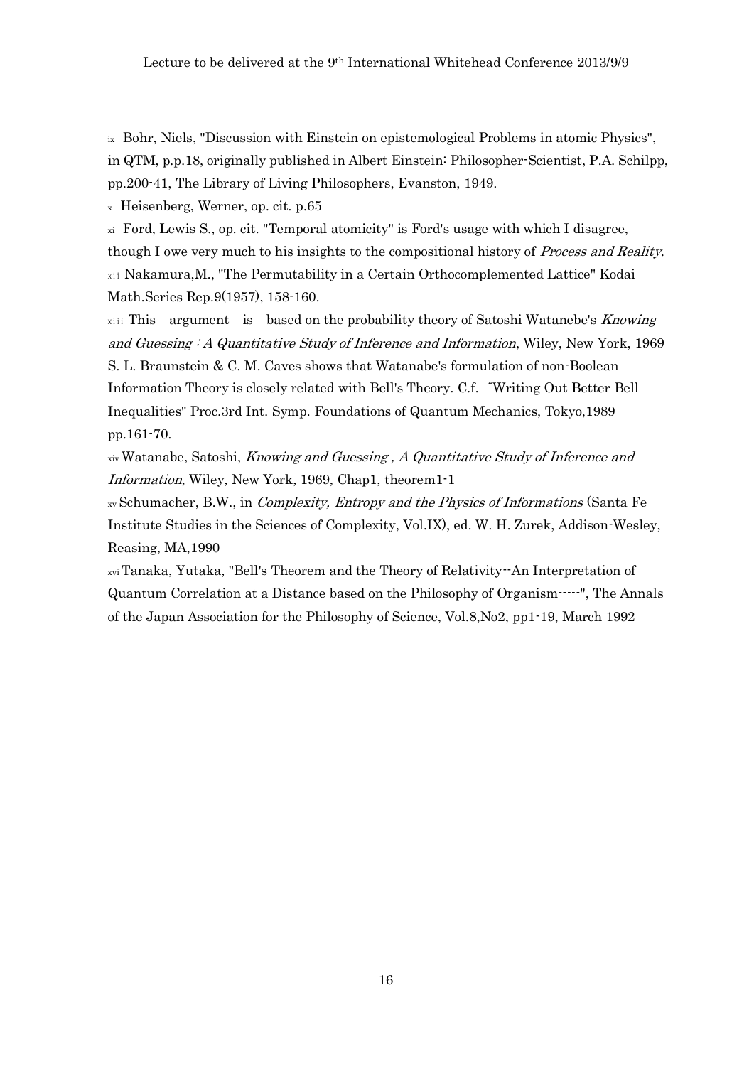[ix] Bohr, Niels, "Discussion with Einstein on epistemological Problems in atomic Physics", in QTM, p.p.18, originally published in Albert Einstein: Philosopher-Scientist, P.A. Schilpp, pp.200-41, The Library of Living Philosophers, Evanston, 1949.

[x] Heisenberg, Werner, op. cit. p.65

[xi] Ford, Lewis S., op. cit. "Temporal atomicity" is Ford's usage with which I disagree, though I owe very much to his insights to the compositional history of *Process and Reality*.

[xii] Nakamura,M., "The Permutability in a Certain Orthocomplemented Lattice" Kodai Math.Series Rep.9(1957), 158-160.

[xiii] This argument is based on the probability theory of Satoshi Watanebe's *Knowing and Guessing : A Quantitative Study of Inference and Information*, Wiley, New York, 1969 S. L. Braunstein & C. M. Caves shows that Watanabe's formulation of non-Boolean Information Theory is closely related with Bell's Theory. C.f. "Writing Out Better Bell Inequalities" Proc.3rd Int. Symp. Foundations of Quantum Mechanics, Tokyo,1989 pp.161-70.

[xiv] Watanabe, Satoshi, *Knowing and Guessing , A Quantitative Study of Inference and Information*, Wiley, New York, 1969, Chap1, theorem1-1

[xv] Schumacher, B.W., in *Complexity, Entropy and the Physics of Informations* (Santa Fe Institute Studies in the Sciences of Complexity, Vol.IX), ed. W. H. Zurek, Addison-Wesley, Reasing, MA,1990

[xvi] Tanaka, Yutaka, "Bell's Theorem and the Theory of Relativity--An Interpretation of Quantum Correlation at a Distance based on the Philosophy of Organism-----", The Annals of the Japan Association for the Philosophy of Science, Vol.8,No2, pp1-19, March 1992